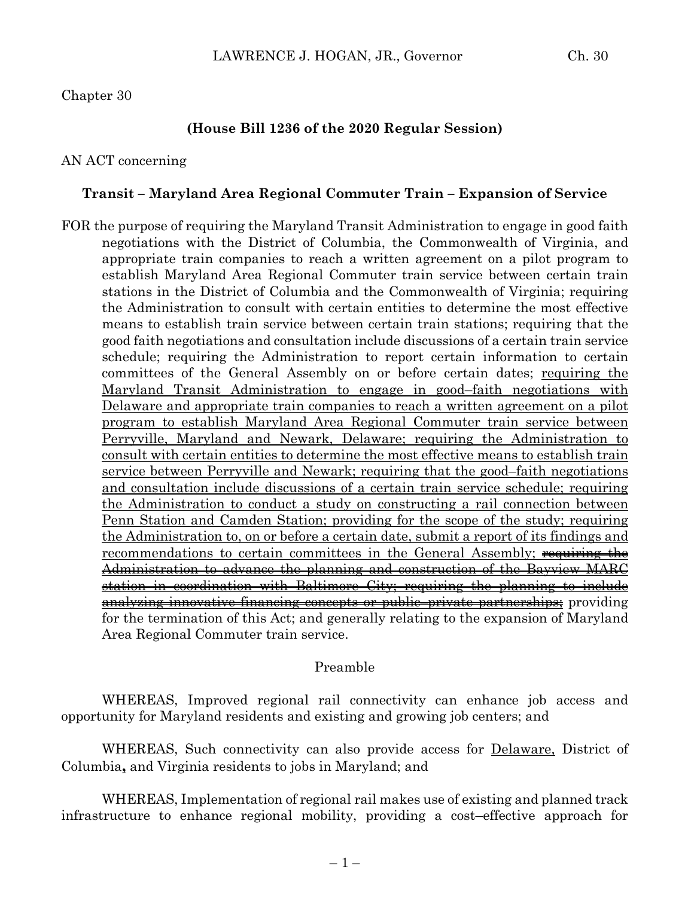Chapter 30

**(House Bill 1236 of the 2020 Regular Session)**

AN ACT concerning

**Transit – Maryland Area Regional Commuter Train – Expansion of Service**

FOR the purpose of requiring the Maryland Transit Administration to engage in good faith negotiations with the District of Columbia, the Commonwealth of Virginia, and appropriate train companies to reach a written agreement on a pilot program to establish Maryland Area Regional Commuter train service between certain train stations in the District of Columbia and the Commonwealth of Virginia; requiring the Administration to consult with certain entities to determine the most effective means to establish train service between certain train stations; requiring that the good faith negotiations and consultation include discussions of a certain train service schedule; requiring the Administration to report certain information to certain committees of the General Assembly on or before certain dates; <u>requiring the Maryland Transit Administration to engage in good–faith negotiations with Delaware and appropriate train companies to reach a written agreement on a pilot program to establish Maryland Area Regional Commuter train service between Perryville, Maryland and Newark, Delaware; requiring the Administration to consult with certain entities to determine the most effective means to establish train service between Perryville and Newark; requiring that the good–faith negotiations and consultation include discussions of a certain train service schedule; requiring the Administration to conduct a study on constructing a rail connection between Penn Station and Camden Station; providing for the scope of the study; requiring the Administration to, on or before a certain date, submit a report of its findings and recommendations to certain committees in the General Assembly;</u> ~~requiring the Administration to advance the planning and construction of the Bayview MARC station in coordination with Baltimore City; requiring the planning to include analyzing innovative financing concepts or public–private partnerships;~~ providing for the termination of this Act; and generally relating to the expansion of Maryland Area Regional Commuter train service.

Preamble

WHEREAS, Improved regional rail connectivity can enhance job access and opportunity for Maryland residents and existing and growing job centers; and

WHEREAS, Such connectivity can also provide access for <u>Delaware,</u> District of Columbia**,** and Virginia residents to jobs in Maryland; and

WHEREAS, Implementation of regional rail makes use of existing and planned track infrastructure to enhance regional mobility, providing a cost–effective approach for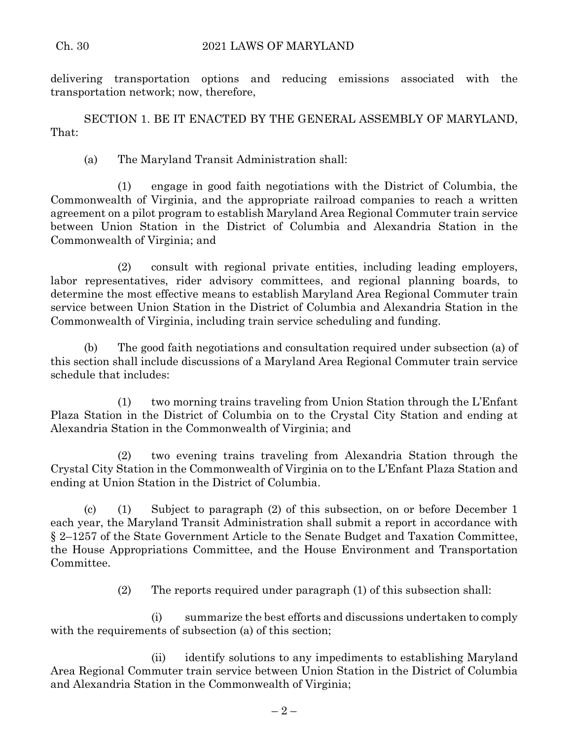delivering transportation options and reducing emissions associated with the transportation network; now, therefore,

SECTION 1. BE IT ENACTED BY THE GENERAL ASSEMBLY OF MARYLAND, That:

(a) The Maryland Transit Administration shall:

(1) engage in good faith negotiations with the District of Columbia, the Commonwealth of Virginia, and the appropriate railroad companies to reach a written agreement on a pilot program to establish Maryland Area Regional Commuter train service between Union Station in the District of Columbia and Alexandria Station in the Commonwealth of Virginia; and

(2) consult with regional private entities, including leading employers, labor representatives, rider advisory committees, and regional planning boards, to determine the most effective means to establish Maryland Area Regional Commuter train service between Union Station in the District of Columbia and Alexandria Station in the Commonwealth of Virginia, including train service scheduling and funding.

(b) The good faith negotiations and consultation required under subsection (a) of this section shall include discussions of a Maryland Area Regional Commuter train service schedule that includes:

(1) two morning trains traveling from Union Station through the L'Enfant Plaza Station in the District of Columbia on to the Crystal City Station and ending at Alexandria Station in the Commonwealth of Virginia; and

(2) two evening trains traveling from Alexandria Station through the Crystal City Station in the Commonwealth of Virginia on to the L'Enfant Plaza Station and ending at Union Station in the District of Columbia.

(c) (1) Subject to paragraph (2) of this subsection, on or before December 1 each year, the Maryland Transit Administration shall submit a report in accordance with § 2–1257 of the State Government Article to the Senate Budget and Taxation Committee, the House Appropriations Committee, and the House Environment and Transportation Committee.

(2) The reports required under paragraph (1) of this subsection shall:

(i) summarize the best efforts and discussions undertaken to comply with the requirements of subsection (a) of this section;

(ii) identify solutions to any impediments to establishing Maryland Area Regional Commuter train service between Union Station in the District of Columbia and Alexandria Station in the Commonwealth of Virginia;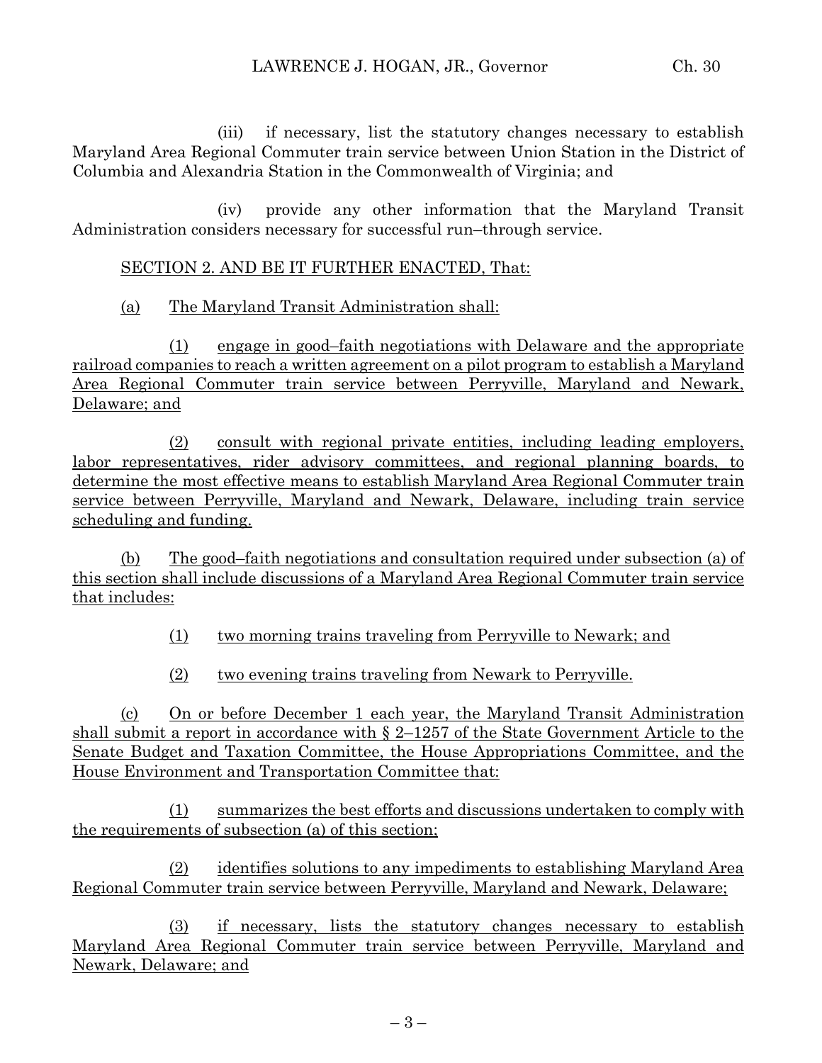(iii) if necessary, list the statutory changes necessary to establish Maryland Area Regional Commuter train service between Union Station in the District of Columbia and Alexandria Station in the Commonwealth of Virginia; and

(iv) provide any other information that the Maryland Transit Administration considers necessary for successful run–through service.

SECTION 2. AND BE IT FURTHER ENACTED, That:

(a) The Maryland Transit Administration shall:

(1) engage in good–faith negotiations with Delaware and the appropriate railroad companies to reach a written agreement on a pilot program to establish a Maryland Area Regional Commuter train service between Perryville, Maryland and Newark, Delaware; and

(2) consult with regional private entities, including leading employers, labor representatives, rider advisory committees, and regional planning boards, to determine the most effective means to establish Maryland Area Regional Commuter train service between Perryville, Maryland and Newark, Delaware, including train service scheduling and funding.

(b) The good–faith negotiations and consultation required under subsection (a) of this section shall include discussions of a Maryland Area Regional Commuter train service that includes:

(1) two morning trains traveling from Perryville to Newark; and

(2) two evening trains traveling from Newark to Perryville.

(c) On or before December 1 each year, the Maryland Transit Administration shall submit a report in accordance with § 2–1257 of the State Government Article to the Senate Budget and Taxation Committee, the House Appropriations Committee, and the House Environment and Transportation Committee that:

(1) summarizes the best efforts and discussions undertaken to comply with the requirements of subsection (a) of this section;

(2) identifies solutions to any impediments to establishing Maryland Area Regional Commuter train service between Perryville, Maryland and Newark, Delaware;

(3) if necessary, lists the statutory changes necessary to establish Maryland Area Regional Commuter train service between Perryville, Maryland and Newark, Delaware; and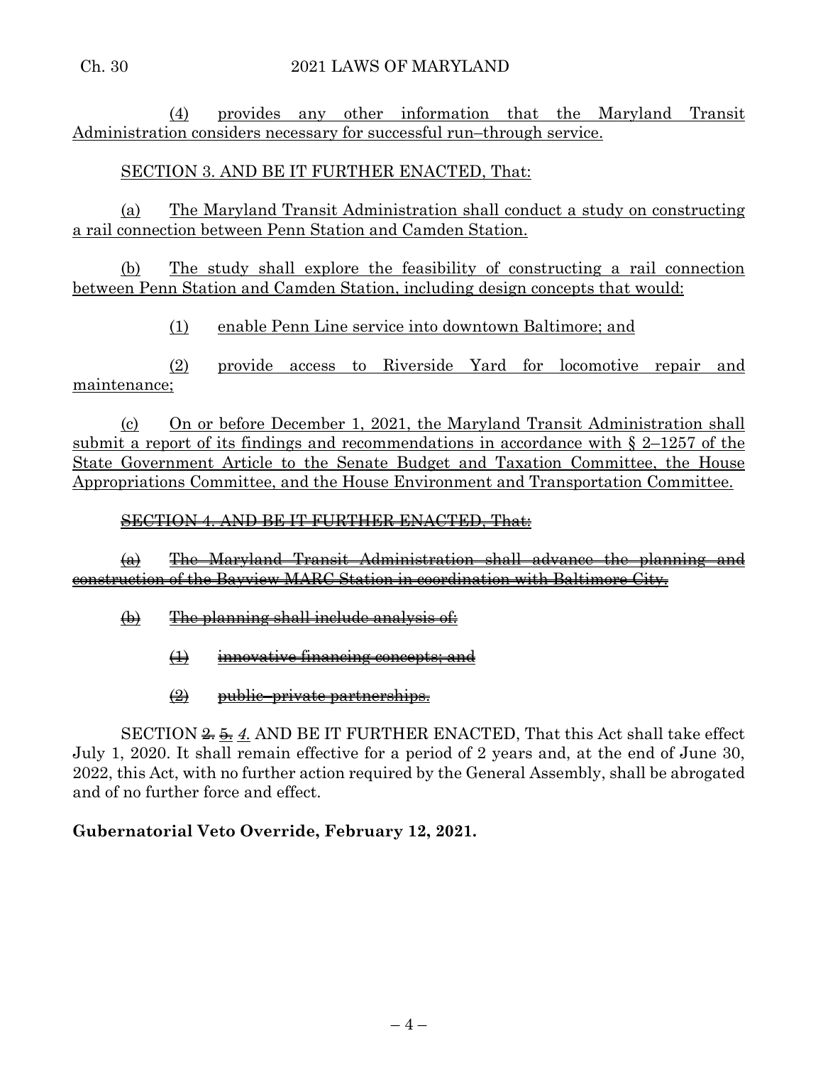(4) provides any other information that the Maryland Transit Administration considers necessary for successful run–through service.

SECTION 3. AND BE IT FURTHER ENACTED, That:

(a) The Maryland Transit Administration shall conduct a study on constructing a rail connection between Penn Station and Camden Station.

(b) The study shall explore the feasibility of constructing a rail connection between Penn Station and Camden Station, including design concepts that would:

(1) enable Penn Line service into downtown Baltimore; and

(2) provide access to Riverside Yard for locomotive repair and maintenance;

(c) On or before December 1, 2021, the Maryland Transit Administration shall submit a report of its findings and recommendations in accordance with § 2–1257 of the State Government Article to the Senate Budget and Taxation Committee, the House Appropriations Committee, and the House Environment and Transportation Committee.

~~SECTION 4. AND BE IT FURTHER ENACTED, That:~~

~~(a) The Maryland Transit Administration shall advance the planning and construction of the Bayview MARC Station in coordination with Baltimore City.~~

~~(b) The planning shall include analysis of:~~

~~(1) innovative financing concepts; and~~

~~(2) public–private partnerships.~~

SECTION ~~2.~~ ~~5.~~ *4.* AND BE IT FURTHER ENACTED, That this Act shall take effect July 1, 2020. It shall remain effective for a period of 2 years and, at the end of June 30, 2022, this Act, with no further action required by the General Assembly, shall be abrogated and of no further force and effect.

**Gubernatorial Veto Override, February 12, 2021.**